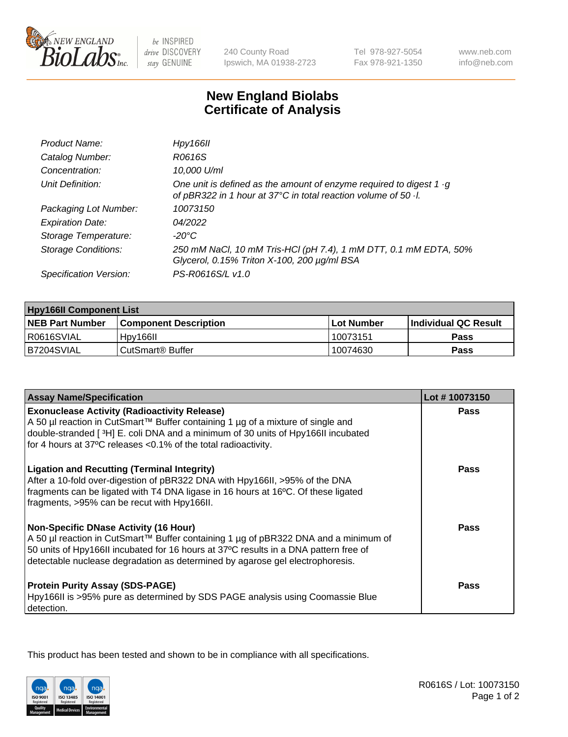# New England Biolabs Certificate of Analysis

| | |
|---|---|
| *Product Name:* | *Hpy166II* |
| *Catalog Number:* | *R0616S* |
| *Concentration:* | *10,000 U/ml* |
| *Unit Definition:* | *One unit is defined as the amount of enzyme required to digest 1 ·g of pBR322 in 1 hour at 37°C in total reaction volume of 50 ·l.* |
| *Packaging Lot Number:* | *10073150* |
| *Expiration Date:* | *04/2022* |
| *Storage Temperature:* | *-20°C* |
| *Storage Conditions:* | *250 mM NaCl, 10 mM Tris-HCl (pH 7.4), 1 mM DTT, 0.1 mM EDTA, 50% Glycerol, 0.15% Triton X-100, 200 µg/ml BSA* |
| *Specification Version:* | *PS-R0616S/L v1.0* |

| Hpy166II Component List | | | |
|---|---|---|---|
| **NEB Part Number** | **Component Description** | **Lot Number** | **Individual QC Result** |
| R0616SVIAL | Hpy166II | 10073151 | **Pass** |
| B7204SVIAL | CutSmart® Buffer | 10074630 | **Pass** |

| Assay Name/Specification | Lot # 10073150 |
|---|---|
| **Exonuclease Activity (Radioactivity Release)** A 50 µl reaction in CutSmart™ Buffer containing 1 µg of a mixture of single and double-stranded [ $^3$H] E. coli DNA and a minimum of 30 units of Hpy166II incubated for 4 hours at 37ºC releases <0.1% of the total radioactivity. | **Pass** |
| **Ligation and Recutting (Terminal Integrity)** After a 10-fold over-digestion of pBR322 DNA with Hpy166II, >95% of the DNA fragments can be ligated with T4 DNA ligase in 16 hours at 16ºC. Of these ligated fragments, >95% can be recut with Hpy166II. | **Pass** |
| **Non-Specific DNase Activity (16 Hour)** A 50 µl reaction in CutSmart™ Buffer containing 1 µg of pBR322 DNA and a minimum of 50 units of Hpy166II incubated for 16 hours at 37ºC results in a DNA pattern free of detectable nuclease degradation as determined by agarose gel electrophoresis. | **Pass** |
| **Protein Purity Assay (SDS-PAGE)** Hpy166II is >95% pure as determined by SDS PAGE analysis using Coomassie Blue detection. | **Pass** |

This product has been tested and shown to be in compliance with all specifications.

R0616S / Lot: 10073150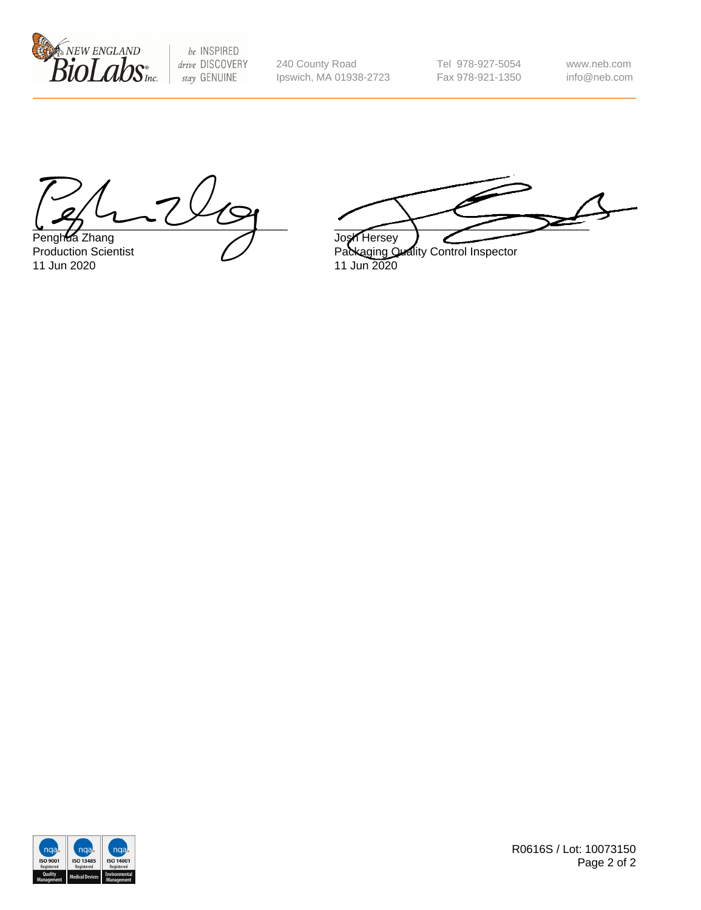Penghua Zhang
Production Scientist
11 Jun 2020

Josh Hersey
Packaging Quality Control Inspector
11 Jun 2020

R0616S / Lot: 10073150